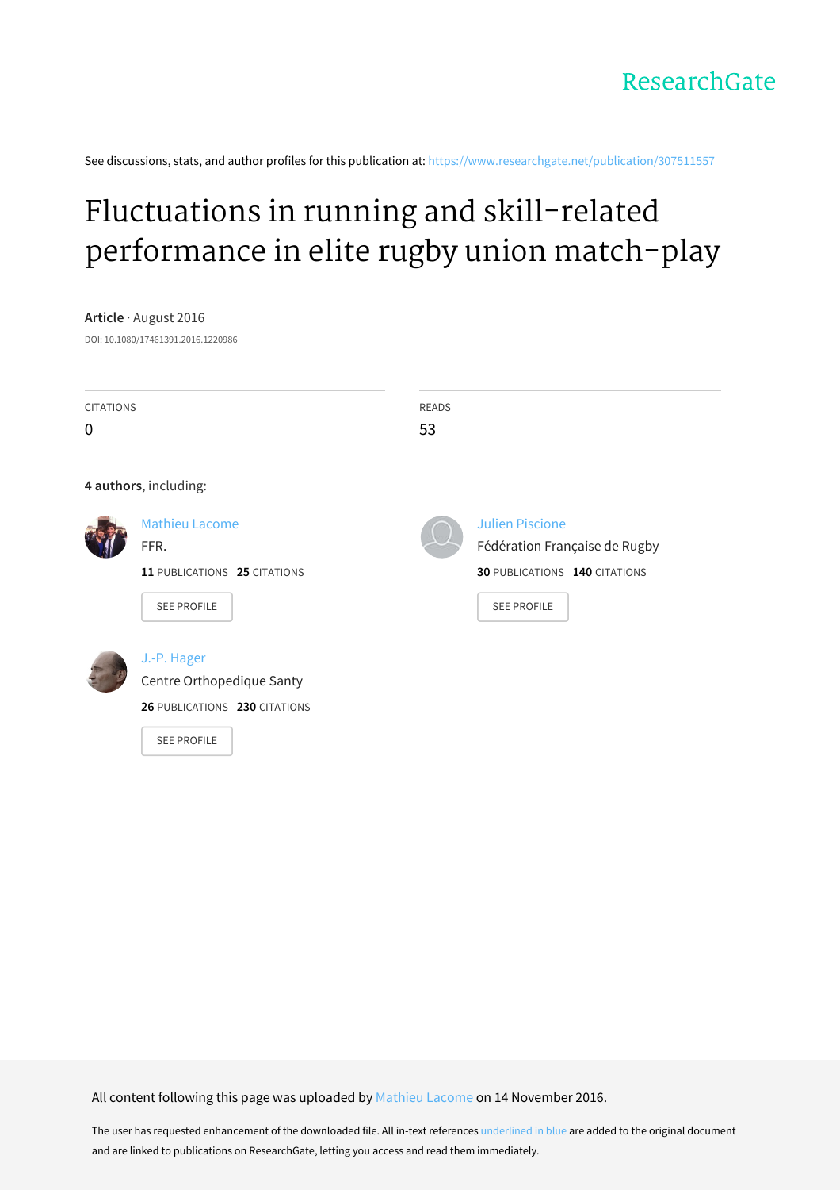ResearchGate

See discussions, stats, and author profiles for this publication at: https://www.researchgate.net/publication/307511557

# Fluctuations in running and skill-related performance in elite rugby union match-play

**Article** · August 2016

DOI: 10.1080/17461391.2016.1220986

CITATIONS
0

READS
53

**4 authors**, including:

Mathieu Lacome
FFR.
**11** PUBLICATIONS **25** CITATIONS
SEE PROFILE

Julien Piscione
Fédération Française de Rugby
**30** PUBLICATIONS **140** CITATIONS
SEE PROFILE

J.-P. Hager
Centre Orthopedique Santy
**26** PUBLICATIONS **230** CITATIONS
SEE PROFILE

All content following this page was uploaded by Mathieu Lacome on 14 November 2016.

The user has requested enhancement of the downloaded file. All in-text references underlined in blue are added to the original document and are linked to publications on ResearchGate, letting you access and read them immediately.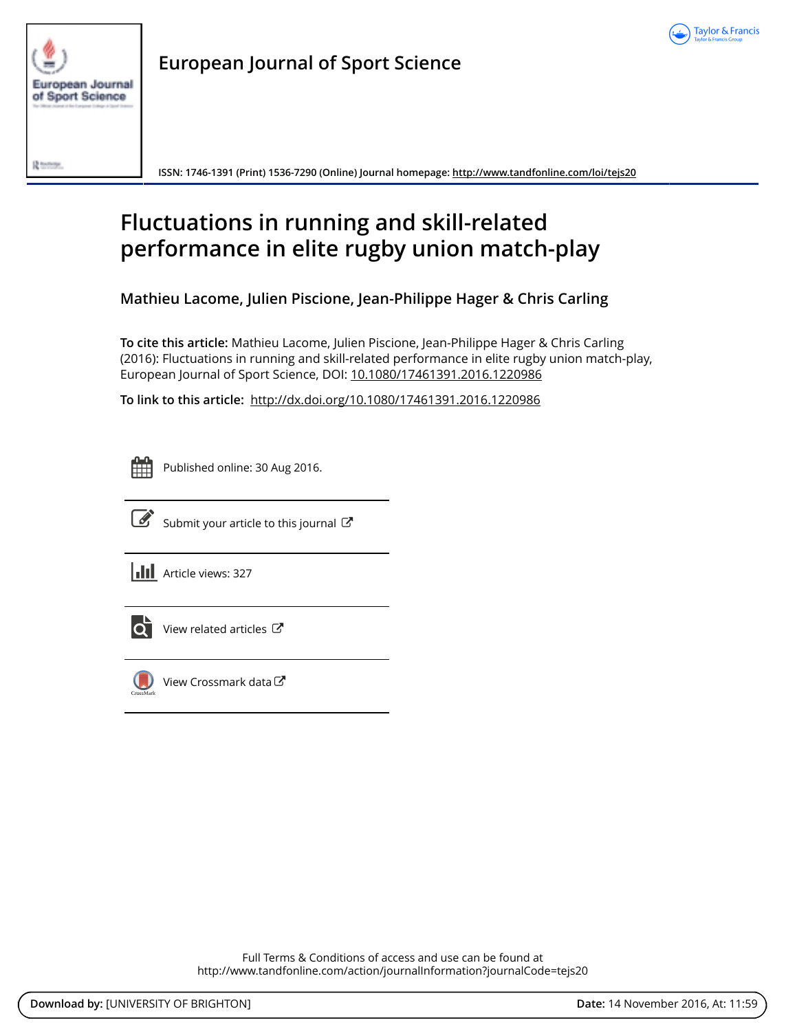European Journal of Sport Science

ISSN: 1746-1391 (Print) 1536-7290 (Online) Journal homepage: http://www.tandfonline.com/loi/tejs20

# Fluctuations in running and skill-related performance in elite rugby union match-play

**Mathieu Lacome, Julien Piscione, Jean-Philippe Hager & Chris Carling**

**To cite this article:** Mathieu Lacome, Julien Piscione, Jean-Philippe Hager & Chris Carling (2016): Fluctuations in running and skill-related performance in elite rugby union match-play, European Journal of Sport Science, DOI: 10.1080/17461391.2016.1220986

**To link to this article:** http://dx.doi.org/10.1080/17461391.2016.1220986

Published online: 30 Aug 2016.

Submit your article to this journal

Article views: 327

View related articles

View Crossmark data

Full Terms & Conditions of access and use can be found at
http://www.tandfonline.com/action/journalInformation?journalCode=tejs20

**Download by:** [UNIVERSITY OF BRIGHTON] **Date:** 14 November 2016, At: 11:59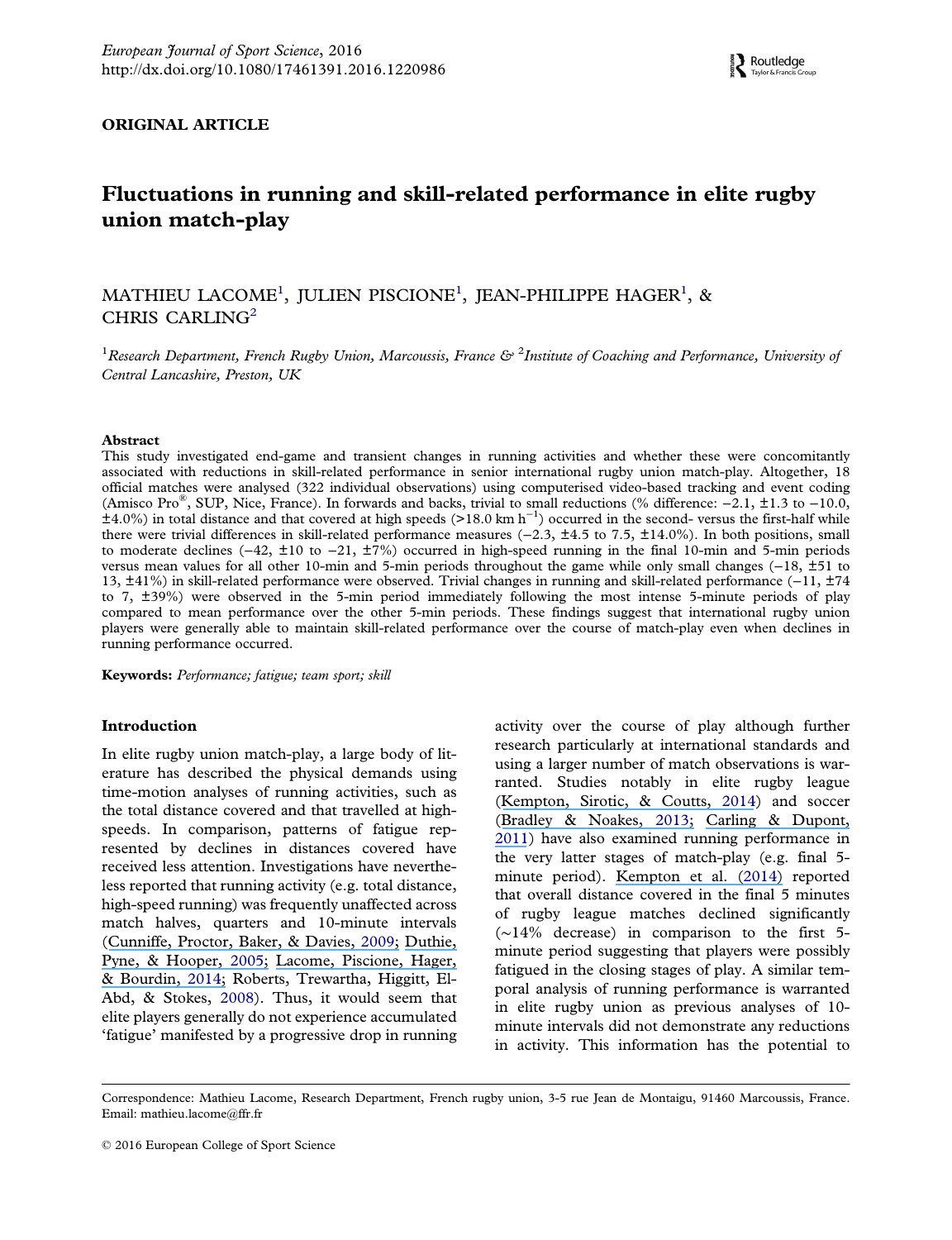ORIGINAL ARTICLE

# Fluctuations in running and skill-related performance in elite rugby union match-play

MATHIEU LACOME[1], JULIEN PISCIONE[1], JEAN-PHILIPPE HAGER[1], & CHRIS CARLING[2]

[1]*Research Department, French Rugby Union, Marcoussis, France &* [2]*Institute of Coaching and Performance, University of Central Lancashire, Preston, UK*

### Abstract

This study investigated end-game and transient changes in running activities and whether these were concomitantly associated with reductions in skill-related performance in senior international rugby union match-play. Altogether, 18 official matches were analysed (322 individual observations) using computerised video-based tracking and event coding (Amisco Pro®, SUP, Nice, France). In forwards and backs, trivial to small reductions (% difference: −2.1, ±1.3 to −10.0, ±4.0%) in total distance and that covered at high speeds (>18.0 km h$^{-1}$) occurred in the second- versus the first-half while there were trivial differences in skill-related performance measures (−2.3, ±4.5 to 7.5, ±14.0%). In both positions, small to moderate declines (−42, ±10 to −21, ±7%) occurred in high-speed running in the final 10-min and 5-min periods versus mean values for all other 10-min and 5-min periods throughout the game while only small changes (−18, ±51 to 13, ±41%) in skill-related performance were observed. Trivial changes in running and skill-related performance (−11, ±74 to 7, ±39%) were observed in the 5-min period immediately following the most intense 5-minute periods of play compared to mean performance over the other 5-min periods. These findings suggest that international rugby union players were generally able to maintain skill-related performance over the course of match-play even when declines in running performance occurred.

**Keywords:** *Performance; fatigue; team sport; skill*

## Introduction

In elite rugby union match-play, a large body of literature has described the physical demands using time-motion analyses of running activities, such as the total distance covered and that travelled at high-speeds. In comparison, patterns of fatigue represented by declines in distances covered have received less attention. Investigations have nevertheless reported that running activity (e.g. total distance, high-speed running) was frequently unaffected across match halves, quarters and 10-minute intervals (Cunniffe, Proctor, Baker, & Davies, 2009; Duthie, Pyne, & Hooper, 2005; Lacome, Piscione, Hager, & Bourdin, 2014; Roberts, Trewartha, Higgitt, El-Abd, & Stokes, 2008). Thus, it would seem that elite players generally do not experience accumulated 'fatigue' manifested by a progressive drop in running activity over the course of play although further research particularly at international standards and using a larger number of match observations is warranted. Studies notably in elite rugby league (Kempton, Sirotic, & Coutts, 2014) and soccer (Bradley & Noakes, 2013; Carling & Dupont, 2011) have also examined running performance in the very latter stages of match-play (e.g. final 5-minute period). Kempton et al. (2014) reported that overall distance covered in the final 5 minutes of rugby league matches declined significantly (~14% decrease) in comparison to the first 5-minute period suggesting that players were possibly fatigued in the closing stages of play. A similar temporal analysis of running performance is warranted in elite rugby union as previous analyses of 10-minute intervals did not demonstrate any reductions in activity. This information has the potential to

Correspondence: Mathieu Lacome, Research Department, French rugby union, 3-5 rue Jean de Montaigu, 91460 Marcoussis, France. Email: mathieu.lacome@ffr.fr

© 2016 European College of Sport Science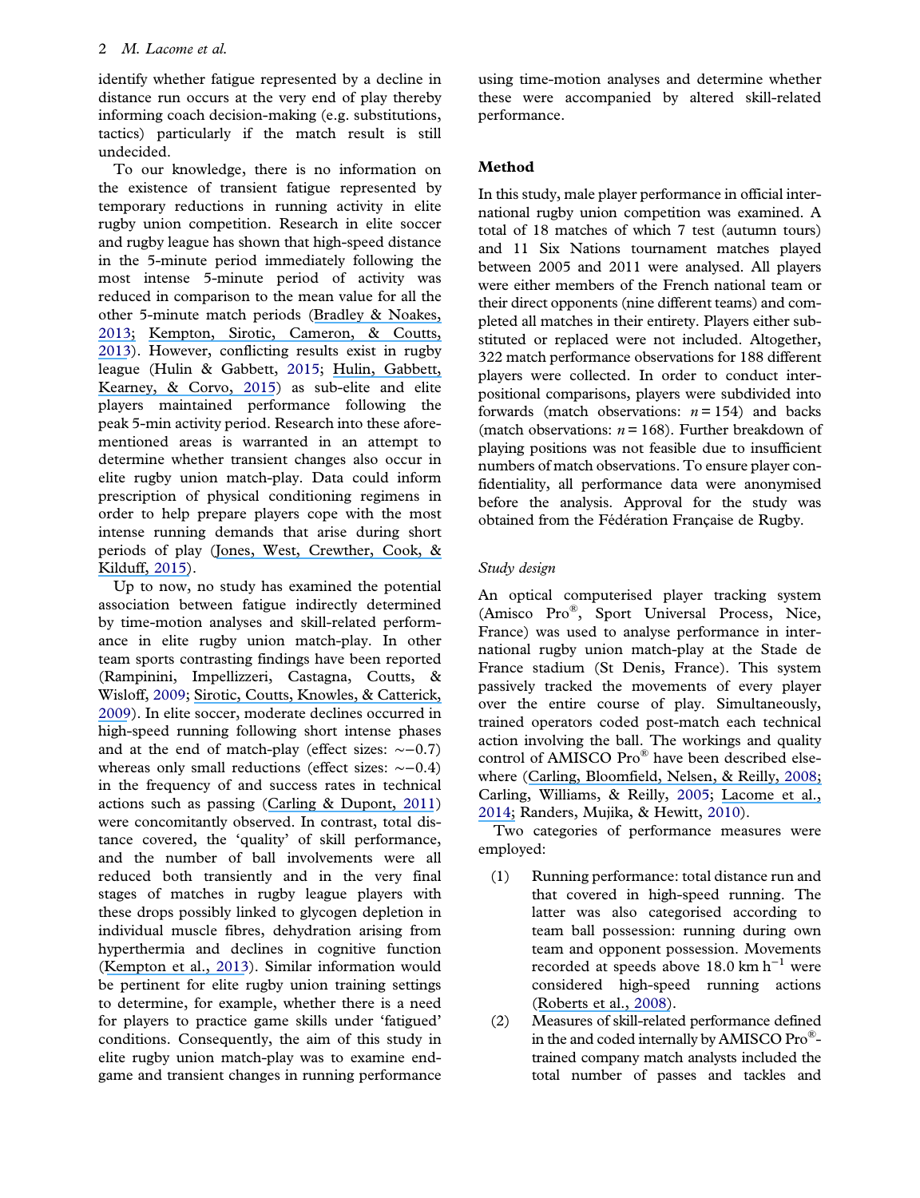identify whether fatigue represented by a decline in distance run occurs at the very end of play thereby informing coach decision-making (e.g. substitutions, tactics) particularly if the match result is still undecided.

To our knowledge, there is no information on the existence of transient fatigue represented by temporary reductions in running activity in elite rugby union competition. Research in elite soccer and rugby league has shown that high-speed distance in the 5-minute period immediately following the most intense 5-minute period of activity was reduced in comparison to the mean value for all the other 5-minute match periods (Bradley & Noakes, 2013; Kempton, Sirotic, Cameron, & Coutts, 2013). However, conflicting results exist in rugby league (Hulin & Gabbett, 2015; Hulin, Gabbett, Kearney, & Corvo, 2015) as sub-elite and elite players maintained performance following the peak 5-min activity period. Research into these aforementioned areas is warranted in an attempt to determine whether transient changes also occur in elite rugby union match-play. Data could inform prescription of physical conditioning regimens in order to help prepare players cope with the most intense running demands that arise during short periods of play (Jones, West, Crewther, Cook, & Kilduff, 2015).

Up to now, no study has examined the potential association between fatigue indirectly determined by time-motion analyses and skill-related performance in elite rugby union match-play. In other team sports contrasting findings have been reported (Rampinini, Impellizzeri, Castagna, Coutts, & Wisloff, 2009; Sirotic, Coutts, Knowles, & Catterick, 2009). In elite soccer, moderate declines occurred in high-speed running following short intense phases and at the end of match-play (effect sizes: ~−0.7) whereas only small reductions (effect sizes: ~−0.4) in the frequency of and success rates in technical actions such as passing (Carling & Dupont, 2011) were concomitantly observed. In contrast, total distance covered, the 'quality' of skill performance, and the number of ball involvements were all reduced both transiently and in the very final stages of matches in rugby league players with these drops possibly linked to glycogen depletion in individual muscle fibres, dehydration arising from hyperthermia and declines in cognitive function (Kempton et al., 2013). Similar information would be pertinent for elite rugby union training settings to determine, for example, whether there is a need for players to practice game skills under 'fatigued' conditions. Consequently, the aim of this study in elite rugby union match-play was to examine end-game and transient changes in running performance using time-motion analyses and determine whether these were accompanied by altered skill-related performance.

## Method

In this study, male player performance in official international rugby union competition was examined. A total of 18 matches of which 7 test (autumn tours) and 11 Six Nations tournament matches played between 2005 and 2011 were analysed. All players were either members of the French national team or their direct opponents (nine different teams) and completed all matches in their entirety. Players either substituted or replaced were not included. Altogether, 322 match performance observations for 188 different players were collected. In order to conduct inter-positional comparisons, players were subdivided into forwards (match observations: $n = 154$) and backs (match observations: $n = 168$). Further breakdown of playing positions was not feasible due to insufficient numbers of match observations. To ensure player confidentiality, all performance data were anonymised before the analysis. Approval for the study was obtained from the Fédération Française de Rugby.

### *Study design*

An optical computerised player tracking system (Amisco Pro®, Sport Universal Process, Nice, France) was used to analyse performance in international rugby union match-play at the Stade de France stadium (St Denis, France). This system passively tracked the movements of every player over the entire course of play. Simultaneously, trained operators coded post-match each technical action involving the ball. The workings and quality control of AMISCO Pro® have been described elsewhere (Carling, Bloomfield, Nelsen, & Reilly, 2008; Carling, Williams, & Reilly, 2005; Lacome et al., 2014; Randers, Mujika, & Hewitt, 2010).

Two categories of performance measures were employed:

(1) Running performance: total distance run and that covered in high-speed running. The latter was also categorised according to team ball possession: running during own team and opponent possession. Movements recorded at speeds above 18.0 km h$^{-1}$ were considered high-speed running actions (Roberts et al., 2008).
(2) Measures of skill-related performance defined in the and coded internally by AMISCO Pro®-trained company match analysts included the total number of passes and tackles and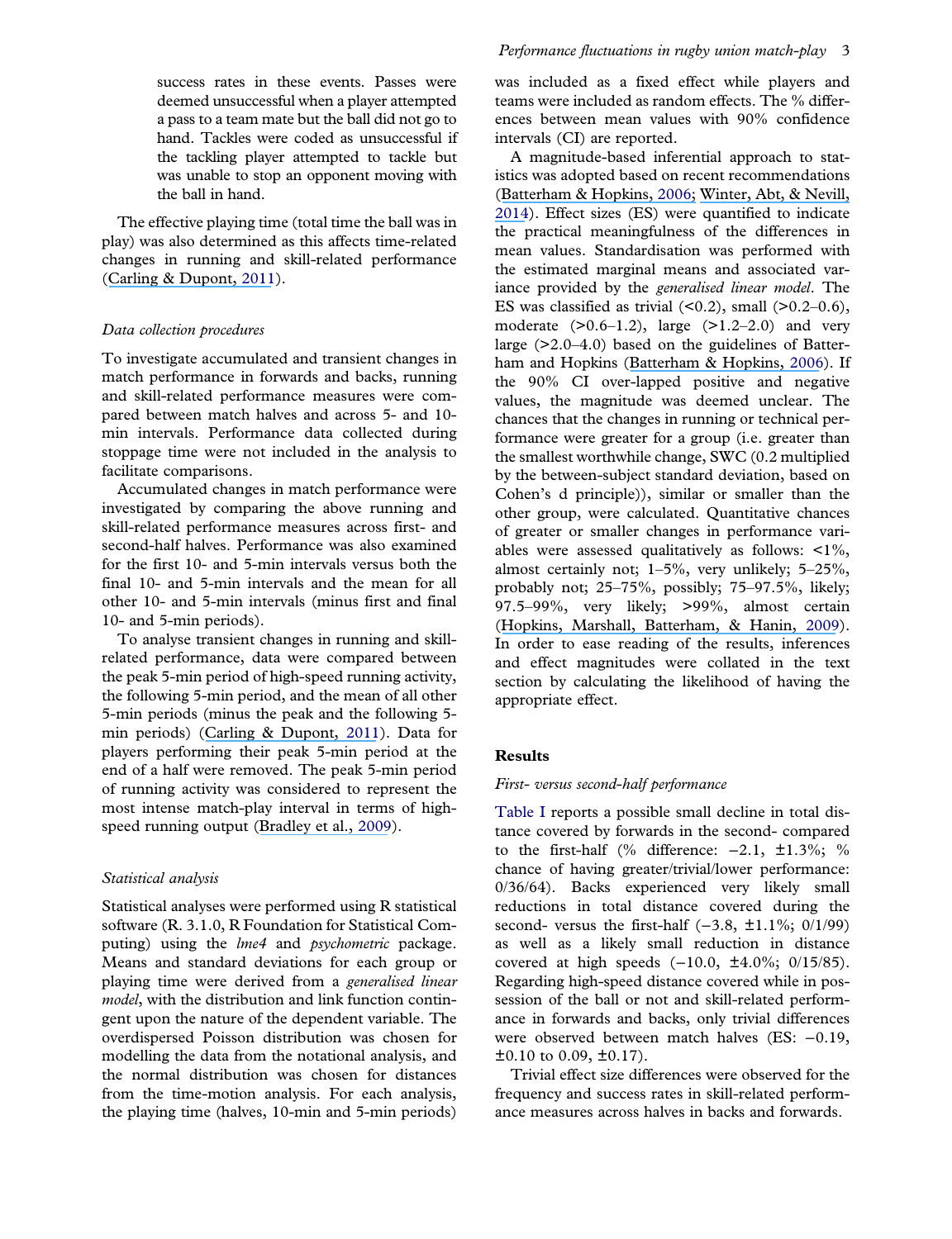success rates in these events. Passes were deemed unsuccessful when a player attempted a pass to a team mate but the ball did not go to hand. Tackles were coded as unsuccessful if the tackling player attempted to tackle but was unable to stop an opponent moving with the ball in hand.

The effective playing time (total time the ball was in play) was also determined as this affects time-related changes in running and skill-related performance (Carling & Dupont, 2011).

### *Data collection procedures*

To investigate accumulated and transient changes in match performance in forwards and backs, running and skill-related performance measures were compared between match halves and across 5- and 10-min intervals. Performance data collected during stoppage time were not included in the analysis to facilitate comparisons.

Accumulated changes in match performance were investigated by comparing the above running and skill-related performance measures across first- and second-half halves. Performance was also examined for the first 10- and 5-min intervals versus both the final 10- and 5-min intervals and the mean for all other 10- and 5-min intervals (minus first and final 10- and 5-min periods).

To analyse transient changes in running and skill-related performance, data were compared between the peak 5-min period of high-speed running activity, the following 5-min period, and the mean of all other 5-min periods (minus the peak and the following 5-min periods) (Carling & Dupont, 2011). Data for players performing their peak 5-min period at the end of a half were removed. The peak 5-min period of running activity was considered to represent the most intense match-play interval in terms of high-speed running output (Bradley et al., 2009).

### *Statistical analysis*

Statistical analyses were performed using R statistical software (R. 3.1.0, R Foundation for Statistical Computing) using the *lme4* and *psychometric* package. Means and standard deviations for each group or playing time were derived from a *generalised linear model*, with the distribution and link function contingent upon the nature of the dependent variable. The overdispersed Poisson distribution was chosen for modelling the data from the notational analysis, and the normal distribution was chosen for distances from the time-motion analysis. For each analysis, the playing time (halves, 10-min and 5-min periods) was included as a fixed effect while players and teams were included as random effects. The % differences between mean values with 90% confidence intervals (CI) are reported.

A magnitude-based inferential approach to statistics was adopted based on recent recommendations (Batterham & Hopkins, 2006; Winter, Abt, & Nevill, 2014). Effect sizes (ES) were quantified to indicate the practical meaningfulness of the differences in mean values. Standardisation was performed with the estimated marginal means and associated variance provided by the *generalised linear model*. The ES was classified as trivial (<0.2), small (>0.2–0.6), moderate (>0.6–1.2), large (>1.2–2.0) and very large (>2.0–4.0) based on the guidelines of Batterham and Hopkins (Batterham & Hopkins, 2006). If the 90% CI over-lapped positive and negative values, the magnitude was deemed unclear. The chances that the changes in running or technical performance were greater for a group (i.e. greater than the smallest worthwhile change, SWC (0.2 multiplied by the between-subject standard deviation, based on Cohen's d principle)), similar or smaller than the other group, were calculated. Quantitative chances of greater or smaller changes in performance variables were assessed qualitatively as follows: <1%, almost certainly not; 1–5%, very unlikely; 5–25%, probably not; 25–75%, possibly; 75–97.5%, likely; 97.5–99%, very likely; >99%, almost certain (Hopkins, Marshall, Batterham, & Hanin, 2009). In order to ease reading of the results, inferences and effect magnitudes were collated in the text section by calculating the likelihood of having the appropriate effect.

## Results

### *First- versus second-half performance*

Table I reports a possible small decline in total distance covered by forwards in the second- compared to the first-half (% difference: −2.1, ±1.3%; % chance of having greater/trivial/lower performance: 0/36/64). Backs experienced very likely small reductions in total distance covered during the second- versus the first-half (−3.8, ±1.1%; 0/1/99) as well as a likely small reduction in distance covered at high speeds (−10.0, ±4.0%; 0/15/85). Regarding high-speed distance covered while in possession of the ball or not and skill-related performance in forwards and backs, only trivial differences were observed between match halves (ES: −0.19, ±0.10 to 0.09, ±0.17).

Trivial effect size differences were observed for the frequency and success rates in skill-related performance measures across halves in backs and forwards.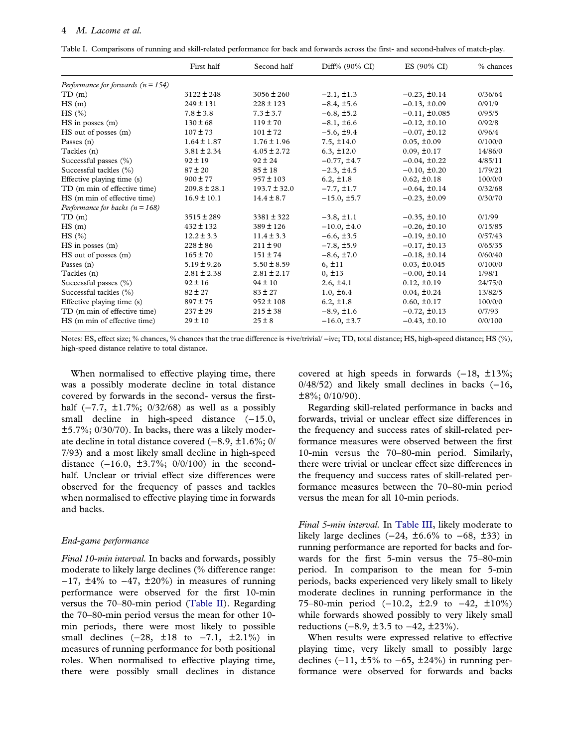Table I. Comparisons of running and skill-related performance for back and forwards across the first- and second-halves of match-play.

| | First half | Second half | Diff% (90% CI) | ES (90% CI) | % chances |
|---|---|---|---|---|---|
| *Performance for forwards (n = 154)* | | | | | |
| TD (m) | 3122 ± 248 | 3056 ± 260 | −2.1, ±1.3 | −0.23, ±0.14 | 0/36/64 |
| HS (m) | 249 ± 131 | 228 ± 123 | −8.4, ±5.6 | −0.13, ±0.09 | 0/91/9 |
| HS (%) | 7.8 ± 3.8 | 7.3 ± 3.7 | −6.8, ±5.2 | −0.11, ±0.085 | 0/95/5 |
| HS in posses (m) | 130 ± 68 | 119 ± 70 | −8.1, ±6.6 | −0.12, ±0.10 | 0/92/8 |
| HS out of posses (m) | 107 ± 73 | 101 ± 72 | −5.6, ±9.4 | −0.07, ±0.12 | 0/96/4 |
| Passes (n) | 1.64 ± 1.87 | 1.76 ± 1.96 | 7.5, ±14.0 | 0.05, ±0.09 | 0/100/0 |
| Tackles (n) | 3.81 ± 2.34 | 4.05 ± 2.72 | 6.3, ±12.0 | 0.09, ±0.17 | 14/86/0 |
| Successful passes (%) | 92 ± 19 | 92 ± 24 | −0.77, ±4.7 | −0.04, ±0.22 | 4/85/11 |
| Successful tackles (%) | 87 ± 20 | 85 ± 18 | −2.3, ±4.5 | −0.10, ±0.20 | 1/79/21 |
| Effective playing time (s) | 900 ± 77 | 957 ± 103 | 6.2, ±1.8 | 0.62, ±0.18 | 100/0/0 |
| TD (m min of effective time) | 209.8 ± 28.1 | 193.7 ± 32.0 | −7.7, ±1.7 | −0.64, ±0.14 | 0/32/68 |
| HS (m min of effective time) | 16.9 ± 10.1 | 14.4 ± 8.7 | −15.0, ±5.7 | −0.23, ±0.09 | 0/30/70 |
| *Performance for backs (n = 168)* | | | | | |
| TD (m) | 3515 ± 289 | 3381 ± 322 | −3.8, ±1.1 | −0.35, ±0.10 | 0/1/99 |
| HS (m) | 432 ± 132 | 389 ± 126 | −10.0, ±4.0 | −0.26, ±0.10 | 0/15/85 |
| HS (%) | 12.2 ± 3.3 | 11.4 ± 3.3 | −6.6, ±3.5 | −0.19, ±0.10 | 0/57/43 |
| HS in posses (m) | 228 ± 86 | 211 ± 90 | −7.8, ±5.9 | −0.17, ±0.13 | 0/65/35 |
| HS out of posses (m) | 165 ± 70 | 151 ± 74 | −8.6, ±7.0 | −0.18, ±0.14 | 0/60/40 |
| Passes (n) | 5.19 ± 9.26 | 5.50 ± 8.59 | 6, ±11 | 0.03, ±0.045 | 0/100/0 |
| Tackles (n) | 2.81 ± 2.38 | 2.81 ± 2.17 | 0, ±13 | −0.00, ±0.14 | 1/98/1 |
| Successful passes (%) | 92 ± 16 | 94 ± 10 | 2.6, ±4.1 | 0.12, ±0.19 | 24/75/0 |
| Successful tackles (%) | 82 ± 27 | 83 ± 27 | 1.0, ±6.4 | 0.04, ±0.24 | 13/82/5 |
| Effective playing time (s) | 897 ± 75 | 952 ± 108 | 6.2, ±1.8 | 0.60, ±0.17 | 100/0/0 |
| TD (m min of effective time) | 237 ± 29 | 215 ± 38 | −8.9, ±1.6 | −0.72, ±0.13 | 0/7/93 |
| HS (m min of effective time) | 29 ± 10 | 25 ± 8 | −16.0, ±3.7 | −0.43, ±0.10 | 0/0/100 |

Notes: ES, effect size; % chances, % chances that the true difference is +ive/trivial/ −ive; TD, total distance; HS, high-speed distance; HS (%), high-speed distance relative to total distance.

When normalised to effective playing time, there was a possibly moderate decline in total distance covered by forwards in the second- versus the first-half (−7.7, ±1.7%; 0/32/68) as well as a possibly small decline in high-speed distance (−15.0, ±5.7%; 0/30/70). In backs, there was a likely moderate decline in total distance covered (−8.9, ±1.6%; 0/7/93) and a most likely small decline in high-speed distance (−16.0, ±3.7%; 0/0/100) in the second-half. Unclear or trivial effect size differences were observed for the frequency of passes and tackles when normalised to effective playing time in forwards and backs.

### End-game performance

*Final 10-min interval.* In backs and forwards, possibly moderate to likely large declines (% difference range: −17, ±4% to −47, ±20%) in measures of running performance were observed for the first 10-min versus the 70–80-min period (Table II). Regarding the 70–80-min period versus the mean for other 10-min periods, there were most likely to possible small declines (−28, ±18 to −7.1, ±2.1%) in measures of running performance for both positional roles. When normalised to effective playing time, there were possibly small declines in distance covered at high speeds in forwards (−18, ±13%; 0/48/52) and likely small declines in backs (−16, ±8%; 0/10/90).

Regarding skill-related performance in backs and forwards, trivial or unclear effect size differences in the frequency and success rates of skill-related performance measures were observed between the first 10-min versus the 70–80-min period. Similarly, there were trivial or unclear effect size differences in the frequency and success rates of skill-related performance measures between the 70–80-min period versus the mean for all 10-min periods.

*Final 5-min interval.* In Table III, likely moderate to likely large declines (−24, ±6.6% to −68, ±33) in running performance are reported for backs and forwards for the first 5-min versus the 75–80-min period. In comparison to the mean for 5-min periods, backs experienced very likely small to likely moderate declines in running performance in the 75–80-min period (−10.2, ±2.9 to −42, ±10%) while forwards showed possibly to very likely small reductions (−8.9, ±3.5 to −42, ±23%).

When results were expressed relative to effective playing time, very likely small to possibly large declines (−11, ±5% to −65, ±24%) in running performance were observed for forwards and backs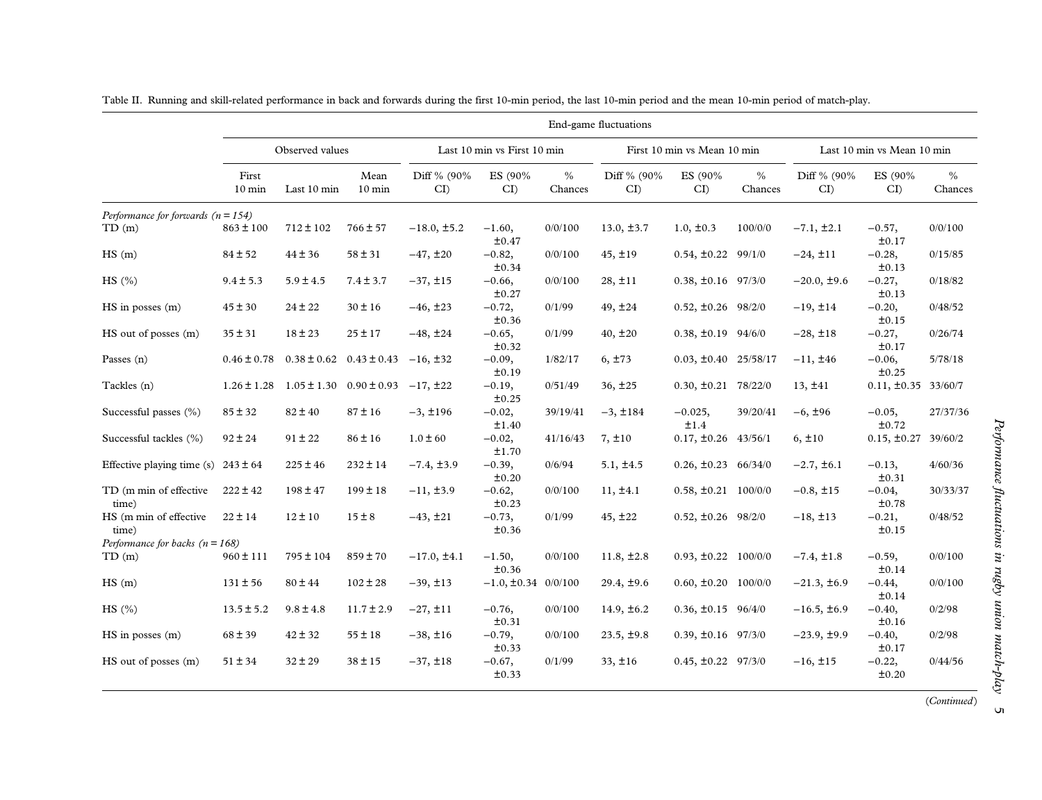Table II. Running and skill-related performance in back and forwards during the first 10-min period, the last 10-min period and the mean 10-min period of match-play.

| | Observed values | | | End-game fluctuations | | | | | | | | |
|---|---|---|---|---|---|---|---|---|---|---|---|---|
| | | | | Last 10 min vs First 10 min | | | First 10 min vs Mean 10 min | | | Last 10 min vs Mean 10 min | | |
| | First 10 min | Last 10 min | Mean 10 min | Diff % (90% CI) | ES (90% CI) | % Chances | Diff % (90% CI) | ES (90% CI) | % Chances | Diff % (90% CI) | ES (90% CI) | % Chances |
| *Performance for forwards (n = 154)* | | | | | | | | | | | | |
| TD (m) | 863 ± 100 | 712 ± 102 | 766 ± 57 | −18.0, ±5.2 | −1.60, ±0.47 | 0/0/100 | 13.0, ±3.7 | 1.0, ±0.3 | 100/0/0 | −7.1, ±2.1 | −0.57, ±0.17 | 0/0/100 |
| HS (m) | 84 ± 52 | 44 ± 36 | 58 ± 31 | −47, ±20 | −0.82, ±0.34 | 0/0/100 | 45, ±19 | 0.54, ±0.22 | 99/1/0 | −24, ±11 | −0.28, ±0.13 | 0/15/85 |
| HS (%) | 9.4 ± 5.3 | 5.9 ± 4.5 | 7.4 ± 3.7 | −37, ±15 | −0.66, ±0.27 | 0/0/100 | 28, ±11 | 0.38, ±0.16 | 97/3/0 | −20.0, ±9.6 | −0.27, ±0.13 | 0/18/82 |
| HS in posses (m) | 45 ± 30 | 24 ± 22 | 30 ± 16 | −46, ±23 | −0.72, ±0.36 | 0/1/99 | 49, ±24 | 0.52, ±0.26 | 98/2/0 | −19, ±14 | −0.20, ±0.15 | 0/48/52 |
| HS out of posses (m) | 35 ± 31 | 18 ± 23 | 25 ± 17 | −48, ±24 | −0.65, ±0.32 | 0/1/99 | 40, ±20 | 0.38, ±0.19 | 94/6/0 | −28, ±18 | −0.27, ±0.17 | 0/26/74 |
| Passes (n) | 0.46 ± 0.78 | 0.38 ± 0.62 | 0.43 ± 0.43 | −16, ±32 | −0.09, ±0.19 | 1/82/17 | 6, ±73 | 0.03, ±0.40 | 25/58/17 | −11, ±46 | −0.06, ±0.25 | 5/78/18 |
| Tackles (n) | 1.26 ± 1.28 | 1.05 ± 1.30 | 0.90 ± 0.93 | −17, ±22 | −0.19, ±0.25 | 0/51/49 | 36, ±25 | 0.30, ±0.21 | 78/22/0 | 13, ±41 | 0.11, ±0.35 | 33/60/7 |
| Successful passes (%) | 85 ± 32 | 82 ± 40 | 87 ± 16 | −3, ±196 | −0.02, ±1.40 | 39/19/41 | −3, ±184 | −0.025, ±1.4 | 39/20/41 | −6, ±96 | −0.05, ±0.72 | 27/37/36 |
| Successful tackles (%) | 92 ± 24 | 91 ± 22 | 86 ± 16 | 1.0 ± 60 | −0.02, ±1.70 | 41/16/43 | 7, ±10 | 0.17, ±0.26 | 43/56/1 | 6, ±10 | 0.15, ±0.27 | 39/60/2 |
| Effective playing time (s) | 243 ± 64 | 225 ± 46 | 232 ± 14 | −7.4, ±3.9 | −0.39, ±0.20 | 0/6/94 | 5.1, ±4.5 | 0.26, ±0.23 | 66/34/0 | −2.7, ±6.1 | −0.13, ±0.31 | 4/60/36 |
| TD (m min of effective time) | 222 ± 42 | 198 ± 47 | 199 ± 18 | −11, ±3.9 | −0.62, ±0.23 | 0/0/100 | 11, ±4.1 | 0.58, ±0.21 | 100/0/0 | −0.8, ±15 | −0.04, ±0.78 | 30/33/37 |
| HS (m min of effective time) | 22 ± 14 | 12 ± 10 | 15 ± 8 | −43, ±21 | −0.73, ±0.36 | 0/1/99 | 45, ±22 | 0.52, ±0.26 | 98/2/0 | −18, ±13 | −0.21, ±0.15 | 0/48/52 |
| *Performance for backs (n = 168)* | | | | | | | | | | | | |
| TD (m) | 960 ± 111 | 795 ± 104 | 859 ± 70 | −17.0, ±4.1 | −1.50, ±0.36 | 0/0/100 | 11.8, ±2.8 | 0.93, ±0.22 | 100/0/0 | −7.4, ±1.8 | −0.59, ±0.14 | 0/0/100 |
| HS (m) | 131 ± 56 | 80 ± 44 | 102 ± 28 | −39, ±13 | −1.0, ±0.34 | 0/0/100 | 29.4, ±9.6 | 0.60, ±0.20 | 100/0/0 | −21.3, ±6.9 | −0.44, ±0.14 | 0/0/100 |
| HS (%) | 13.5 ± 5.2 | 9.8 ± 4.8 | 11.7 ± 2.9 | −27, ±11 | −0.76, ±0.31 | 0/0/100 | 14.9, ±6.2 | 0.36, ±0.15 | 96/4/0 | −16.5, ±6.9 | −0.40, ±0.16 | 0/2/98 |
| HS in posses (m) | 68 ± 39 | 42 ± 32 | 55 ± 18 | −38, ±16 | −0.79, ±0.33 | 0/0/100 | 23.5, ±9.8 | 0.39, ±0.16 | 97/3/0 | −23.9, ±9.9 | −0.40, ±0.17 | 0/2/98 |
| HS out of posses (m) | 51 ± 34 | 32 ± 29 | 38 ± 15 | −37, ±18 | −0.67, ±0.33 | 0/1/99 | 33, ±16 | 0.45, ±0.22 | 97/3/0 | −16, ±15 | −0.22, ±0.20 | 0/44/56 |

(*Continued*)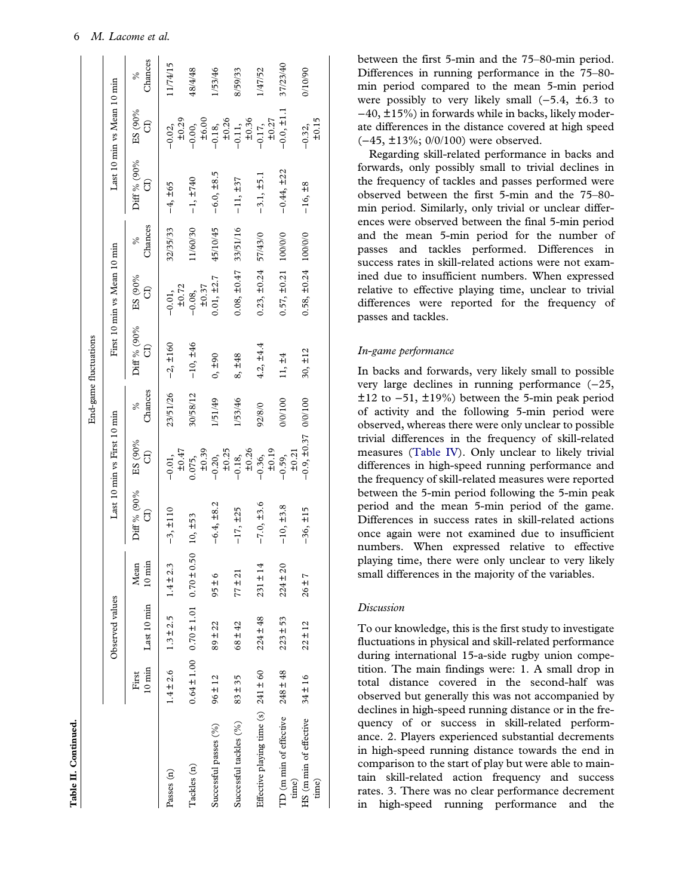**Table II. Continued.**

| | Observed values | | | End-game fluctuations | | | | | | | | |
|---|---|---|---|---|---|---|---|---|---|---|---|---|
| | | | | Last 10 min vs First 10 min | | | First 10 min vs Mean 10 min | | | Last 10 min vs Mean 10 min | | |
| | First 10 min | Last 10 min | Mean 10 min | Diff % (90% CI) | ES (90% CI) | % Chances | Diff % (90% CI) | ES (90% CI) | % Chances | Diff % (90% CI) | ES (90% CI) | % Chances |
| Passes (n) | 1.4 ± 2.6 | 1.3 ± 2.5 | 1.4 ± 2.3 | −3, ±110 | −0.01, ±0.47 | 23/51/26 | −2, ±160 | −0.01, ±0.72 | 32/35/33 | −4, ±65 | −0.02, ±0.29 | 11/74/15 |
| Tackles (n) | 0.64 ± 1.00 | 0.70 ± 1.01 | 0.70 ± 0.50 | 10, ±53 | 0.075, ±0.39 | 30/58/12 | −10, ±46 | −0.08, ±0.37 | 11/60/30 | −1, ±740 | −0.00, ±6.00 | 48/4/48 |
| Successful passes (%) | 96 ± 12 | 89 ± 22 | 95 ± 6 | −6.4, ±8.2 | −0.20, ±0.25 | 1/51/49 | 0, ±90 | 0.01, ±2.7 | 45/10/45 | −6.0, ±8.5 | −0.18, ±0.26 | 1/53/46 |
| Successful tackles (%) | 83 ± 35 | 68 ± 42 | 77 ± 21 | −17, ±25 | −0.18, ±0.26 | 1/53/46 | 8, ±48 | 0.08, ±0.47 | 33/51/16 | −11, ±37 | −0.11, ±0.36 | 8/59/33 |
| Effective playing time (s) | 241 ± 60 | 224 ± 48 | 231 ± 14 | −7.0, ±3.6 | −0.36, ±0.19 | 92/8/0 | 4.2, ±4.4 | 0.23, ±0.24 | 57/43/0 | −3.1, ±5.1 | −0.17, ±0.27 | 1/47/52 |
| TD (m min of effective time) | 248 ± 48 | 223 ± 53 | 224 ± 20 | −10, ±3.8 | −0.59, ±0.21 | 0/0/100 | 11, ±4 | 0.57, ±0.21 | 100/0/0 | −0.44, ±22 | −0.0, ±1.1 | 37/23/40 |
| HS (m min of effective time) | 34 ± 16 | 22 ± 12 | 26 ± 7 | −36, ±15 | −0.9, ±0.37 | 0/0/100 | 30, ±12 | 0.58, ±0.24 | 100/0/0 | −16, ±8 | −0.32, ±0.15 | 0/10/90 |

between the first 5-min and the 75–80-min period. Differences in running performance in the 75–80-min period compared to the mean 5-min period were possibly to very likely small (−5.4, ±6.3 to −40, ±15%) in forwards while in backs, likely moderate differences in the distance covered at high speed (−45, ±13%; 0/0/100) were observed.

Regarding skill-related performance in backs and forwards, only possibly small to trivial declines in the frequency of tackles and passes performed were observed between the first 5-min and the 75–80-min period. Similarly, only trivial or unclear differences were observed between the final 5-min period and the mean 5-min period for the number of passes and tackles performed. Differences in success rates in skill-related actions were not examined due to insufficient numbers. When expressed relative to effective playing time, unclear to trivial differences were reported for the frequency of passes and tackles.

### *In-game performance*

In backs and forwards, very likely small to possible very large declines in running performance (−25, ±12 to −51, ±19%) between the 5-min peak period of activity and the following 5-min period were observed, whereas there were only unclear to possible trivial differences in the frequency of skill-related measures (Table IV). Only unclear to likely trivial differences in high-speed running performance and the frequency of skill-related measures were reported between the 5-min period following the 5-min peak period and the mean 5-min period of the game. Differences in success rates in skill-related actions once again were not examined due to insufficient numbers. When expressed relative to effective playing time, there were only unclear to very likely small differences in the majority of the variables.

## *Discussion*

To our knowledge, this is the first study to investigate fluctuations in physical and skill-related performance during international 15-a-side rugby union competition. The main findings were: 1. A small drop in total distance covered in the second-half was observed but generally this was not accompanied by declines in high-speed running distance or in the frequency of or success in skill-related performance. 2. Players experienced substantial decrements in high-speed running distance towards the end in comparison to the start of play but were able to maintain skill-related action frequency and success rates. 3. There was no clear performance decrement in high-speed running performance and the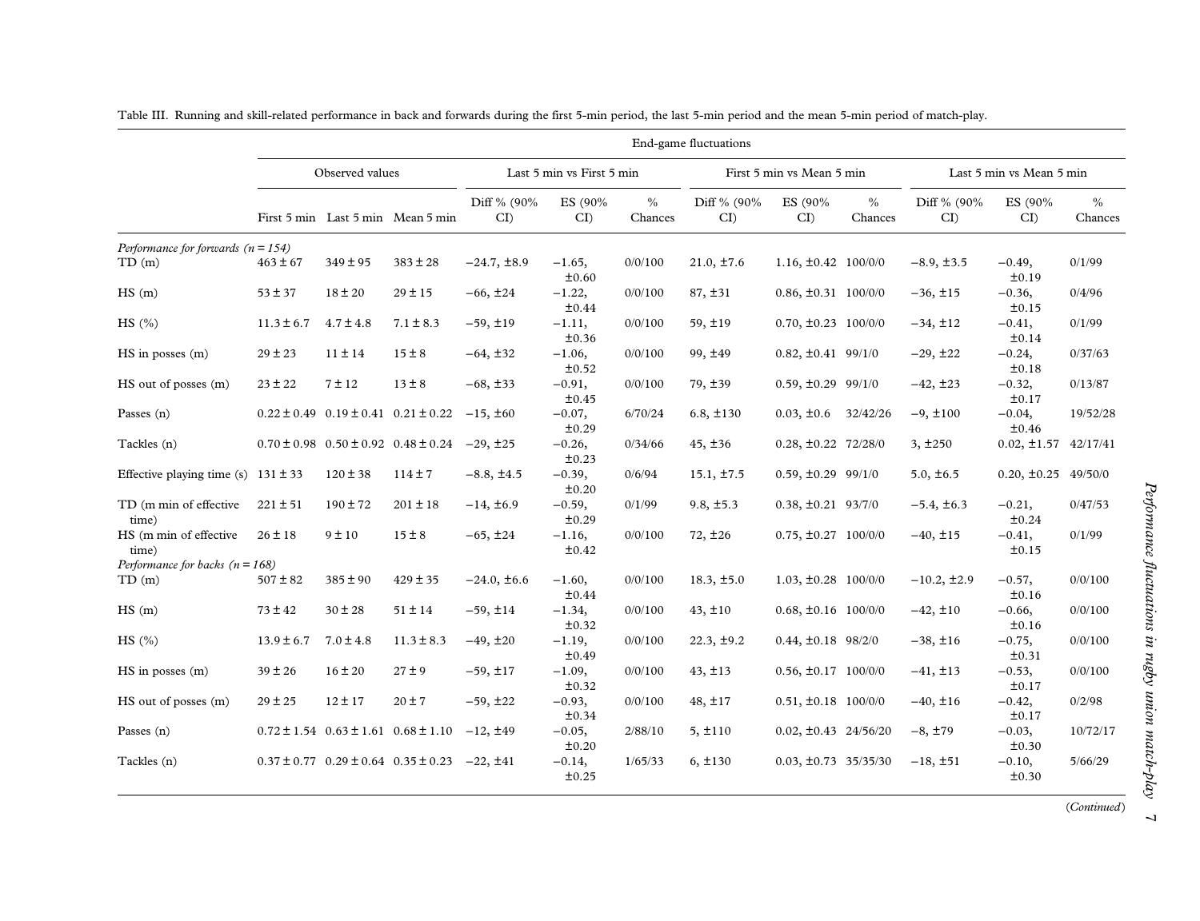Table III. Running and skill-related performance in back and forwards during the first 5-min period, the last 5-min period and the mean 5-min period of match-play.

| | End-game fluctuations | | | | | | | | | | | |
|---|---|---|---|---|---|---|---|---|---|---|---|---|
| | Observed values | | | Last 5 min vs First 5 min | | | First 5 min vs Mean 5 min | | | Last 5 min vs Mean 5 min | | |
| | First 5 min | Last 5 min | Mean 5 min | Diff % (90% CI) | ES (90% CI) | % Chances | Diff % (90% CI) | ES (90% CI) | % Chances | Diff % (90% CI) | ES (90% CI) | % Chances |
| *Performance for forwards (n = 154)* | | | | | | | | | | | | |
| TD (m) | 463 ± 67 | 349 ± 95 | 383 ± 28 | −24.7, ±8.9 | −1.65, ±0.60 | 0/0/100 | 21.0, ±7.6 | 1.16, ±0.42 | 100/0/0 | −8.9, ±3.5 | −0.49, ±0.19 | 0/1/99 |
| HS (m) | 53 ± 37 | 18 ± 20 | 29 ± 15 | −66, ±24 | −1.22, ±0.44 | 0/0/100 | 87, ±31 | 0.86, ±0.31 | 100/0/0 | −36, ±15 | −0.36, ±0.15 | 0/4/96 |
| HS (%) | 11.3 ± 6.7 | 4.7 ± 4.8 | 7.1 ± 8.3 | −59, ±19 | −1.11, ±0.36 | 0/0/100 | 59, ±19 | 0.70, ±0.23 | 100/0/0 | −34, ±12 | −0.41, ±0.14 | 0/1/99 |
| HS in posses (m) | 29 ± 23 | 11 ± 14 | 15 ± 8 | −64, ±32 | −1.06, ±0.52 | 0/0/100 | 99, ±49 | 0.82, ±0.41 | 99/1/0 | −29, ±22 | −0.24, ±0.18 | 0/37/63 |
| HS out of posses (m) | 23 ± 22 | 7 ± 12 | 13 ± 8 | −68, ±33 | −0.91, ±0.45 | 0/0/100 | 79, ±39 | 0.59, ±0.29 | 99/1/0 | −42, ±23 | −0.32, ±0.17 | 0/13/87 |
| Passes (n) | 0.22 ± 0.49 | 0.19 ± 0.41 | 0.21 ± 0.22 | −15, ±60 | −0.07, ±0.29 | 6/70/24 | 6.8, ±130 | 0.03, ±0.6 | 32/42/26 | −9, ±100 | −0.04, ±0.46 | 19/52/28 |
| Tackles (n) | 0.70 ± 0.98 | 0.50 ± 0.92 | 0.48 ± 0.24 | −29, ±25 | −0.26, ±0.23 | 0/34/66 | 45, ±36 | 0.28, ±0.22 | 72/28/0 | 3, ±250 | 0.02, ±1.57 | 42/17/41 |
| Effective playing time (s) | 131 ± 33 | 120 ± 38 | 114 ± 7 | −8.8, ±4.5 | −0.39, ±0.20 | 0/6/94 | 15.1, ±7.5 | 0.59, ±0.29 | 99/1/0 | 5.0, ±6.5 | 0.20, ±0.25 | 49/50/0 |
| TD (m min of effective time) | 221 ± 51 | 190 ± 72 | 201 ± 18 | −14, ±6.9 | −0.59, ±0.29 | 0/1/99 | 9.8, ±5.3 | 0.38, ±0.21 | 93/7/0 | −5.4, ±6.3 | −0.21, ±0.24 | 0/47/53 |
| HS (m min of effective time) | 26 ± 18 | 9 ± 10 | 15 ± 8 | −65, ±24 | −1.16, ±0.42 | 0/0/100 | 72, ±26 | 0.75, ±0.27 | 100/0/0 | −40, ±15 | −0.41, ±0.15 | 0/1/99 |
| *Performance for backs (n = 168)* | | | | | | | | | | | | |
| TD (m) | 507 ± 82 | 385 ± 90 | 429 ± 35 | −24.0, ±6.6 | −1.60, ±0.44 | 0/0/100 | 18.3, ±5.0 | 1.03, ±0.28 | 100/0/0 | −10.2, ±2.9 | −0.57, ±0.16 | 0/0/100 |
| HS (m) | 73 ± 42 | 30 ± 28 | 51 ± 14 | −59, ±14 | −1.34, ±0.32 | 0/0/100 | 43, ±10 | 0.68, ±0.16 | 100/0/0 | −42, ±10 | −0.66, ±0.16 | 0/0/100 |
| HS (%) | 13.9 ± 6.7 | 7.0 ± 4.8 | 11.3 ± 8.3 | −49, ±20 | −1.19, ±0.49 | 0/0/100 | 22.3, ±9.2 | 0.44, ±0.18 | 98/2/0 | −38, ±16 | −0.75, ±0.31 | 0/0/100 |
| HS in posses (m) | 39 ± 26 | 16 ± 20 | 27 ± 9 | −59, ±17 | −1.09, ±0.32 | 0/0/100 | 43, ±13 | 0.56, ±0.17 | 100/0/0 | −41, ±13 | −0.53, ±0.17 | 0/0/100 |
| HS out of posses (m) | 29 ± 25 | 12 ± 17 | 20 ± 7 | −59, ±22 | −0.93, ±0.34 | 0/0/100 | 48, ±17 | 0.51, ±0.18 | 100/0/0 | −40, ±16 | −0.42, ±0.17 | 0/2/98 |
| Passes (n) | 0.72 ± 1.54 | 0.63 ± 1.61 | 0.68 ± 1.10 | −12, ±49 | −0.05, ±0.20 | 2/88/10 | 5, ±110 | 0.02, ±0.43 | 24/56/20 | −8, ±79 | −0.03, ±0.30 | 10/72/17 |
| Tackles (n) | 0.37 ± 0.77 | 0.29 ± 0.64 | 0.35 ± 0.23 | −22, ±41 | −0.14, ±0.25 | 1/65/33 | 6, ±130 | 0.03, ±0.73 | 35/35/30 | −18, ±51 | −0.10, ±0.30 | 5/66/29 |

(*Continued*)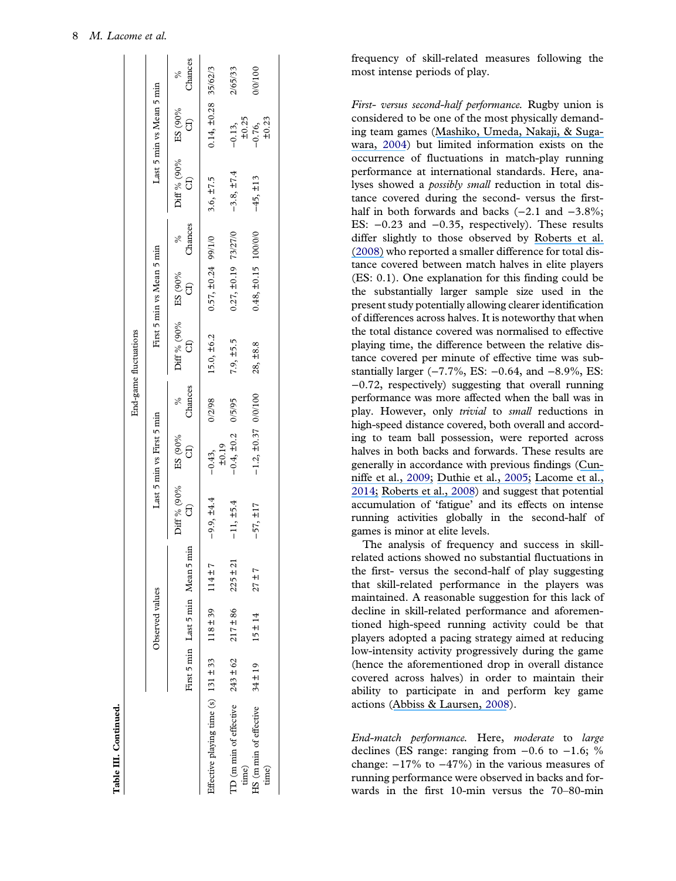**Table III. Continued.**

| | Observed values | | | End-game fluctuations | | | | | | | | |
|---|---|---|---|---|---|---|---|---|---|---|---|---|
| | | | | Last 5 min vs First 5 min | | | First 5 min vs Mean 5 min | | | Last 5 min vs Mean 5 min | | |
| | First 5 min | Last 5 min | Mean 5 min | Diff % (90% CI) | ES (90% CI) | % Chances | Diff % (90% CI) | ES (90% CI) | % Chances | Diff % (90% CI) | ES (90% CI) | % Chances |
| Effective playing time (s) | 131 ± 33 | 118 ± 39 | 114 ± 7 | −9.9, ±4.4 | −0.43, ±0.19 | 0/2/98 | 15.0, ±6.2 | 0.57, ±0.24 | 99/1/0 | 3.6, ±7.5 | 0.14, ±0.28 | 35/62/3 |
| TD (m min of effective time) | 243 ± 62 | 217 ± 86 | 225 ± 21 | −11, ±5.4 | −0.4, ±0.2 | 0/5/95 | 7.9, ±5.5 | 0.27, ±0.19 | 73/27/0 | −3.8, ±7.4 | −0.13, ±0.25 | 2/65/33 |
| HS (m min of effective time) | 34 ± 19 | 15 ± 14 | 27 ± 7 | −57, ±17 | −1.2, ±0.37 | 0/0/100 | 28, ±8.8 | 0.48, ±0.15 | 100/0/0 | −45, ±13 | −0.76, ±0.23 | 0/0/100 |

frequency of skill-related measures following the most intense periods of play.

*First- versus second-half performance.* Rugby union is considered to be one of the most physically demanding team games (Mashiko, Umeda, Nakaji, & Sugawara, 2004) but limited information exists on the occurrence of fluctuations in match-play running performance at international standards. Here, analyses showed a *possibly small* reduction in total distance covered during the second- versus the first-half in both forwards and backs (−2.1 and −3.8%; ES: −0.23 and −0.35, respectively). These results differ slightly to those observed by Roberts et al. (2008) who reported a smaller difference for total distance covered between match halves in elite players (ES: 0.1). One explanation for this finding could be the substantially larger sample size used in the present study potentially allowing clearer identification of differences across halves. It is noteworthy that when the total distance covered was normalised to effective playing time, the difference between the relative distance covered per minute of effective time was substantially larger (−7.7%, ES: −0.64, and −8.9%, ES: −0.72, respectively) suggesting that overall running performance was more affected when the ball was in play. However, only *trivial* to *small* reductions in high-speed distance covered, both overall and according to team ball possession, were reported across halves in both backs and forwards. These results are generally in accordance with previous findings (Cunniffe et al., 2009; Duthie et al., 2005; Lacome et al., 2014; Roberts et al., 2008) and suggest that potential accumulation of 'fatigue' and its effects on intense running activities globally in the second-half of games is minor at elite levels.

The analysis of frequency and success in skill-related actions showed no substantial fluctuations in the first- versus the second-half of play suggesting that skill-related performance in the players was maintained. A reasonable suggestion for this lack of decline in skill-related performance and aforementioned high-speed running activity could be that players adopted a pacing strategy aimed at reducing low-intensity activity progressively during the game (hence the aforementioned drop in overall distance covered across halves) in order to maintain their ability to participate in and perform key game actions (Abbiss & Laursen, 2008).

*End-match performance.* Here, *moderate* to *large* declines (ES range: ranging from −0.6 to −1.6; % change: −17% to −47%) in the various measures of running performance were observed in backs and forwards in the first 10-min versus the 70–80-min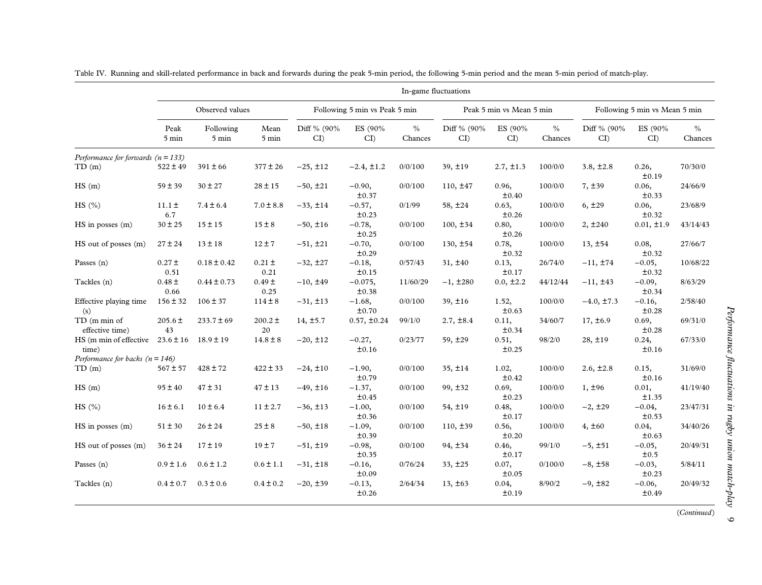Table IV. Running and skill-related performance in back and forwards during the peak 5-min period, the following 5-min period and the mean 5-min period of match-play.

| | In-game fluctuations | | | | | | | | | | | |
|---|---|---|---|---|---|---|---|---|---|---|---|---|
| | Observed values | | | Following 5 min vs Peak 5 min | | | Peak 5 min vs Mean 5 min | | | Following 5 min vs Mean 5 min | | |
| | Peak 5 min | Following 5 min | Mean 5 min | Diff % (90% CI) | ES (90% CI) | % Chances | Diff % (90% CI) | ES (90% CI) | % Chances | Diff % (90% CI) | ES (90% CI) | % Chances |
| *Performance for forwards (n = 133)* | | | | | | | | | | | | |
| TD (m) | 522 ± 49 | 391 ± 66 | 377 ± 26 | −25, ±12 | −2.4, ±1.2 | 0/0/100 | 39, ±19 | 2.7, ±1.3 | 100/0/0 | 3.8, ±2.8 | 0.26, ±0.19 | 70/30/0 |
| HS (m) | 59 ± 39 | 30 ± 27 | 28 ± 15 | −50, ±21 | −0.90, ±0.37 | 0/0/100 | 110, ±47 | 0.96, ±0.40 | 100/0/0 | 7, ±39 | 0.06, ±0.33 | 24/66/9 |
| HS (%) | 11.1 ± 6.7 | 7.4 ± 6.4 | 7.0 ± 8.8 | −33, ±14 | −0.57, ±0.23 | 0/1/99 | 58, ±24 | 0.63, ±0.26 | 100/0/0 | 6, ±29 | 0.06, ±0.32 | 23/68/9 |
| HS in posses (m) | 30 ± 25 | 15 ± 15 | 15 ± 8 | −50, ±16 | −0.78, ±0.25 | 0/0/100 | 100, ±34 | 0.80, ±0.26 | 100/0/0 | 2, ±240 | 0.01, ±1.9 | 43/14/43 |
| HS out of posses (m) | 27 ± 24 | 13 ± 18 | 12 ± 7 | −51, ±21 | −0.70, ±0.29 | 0/0/100 | 130, ±54 | 0.78, ±0.32 | 100/0/0 | 13, ±54 | 0.08, ±0.32 | 27/66/7 |
| Passes (n) | 0.27 ± 0.51 | 0.18 ± 0.42 | 0.21 ± 0.21 | −32, ±27 | −0.18, ±0.15 | 0/57/43 | 31, ±40 | 0.13, ±0.17 | 26/74/0 | −11, ±74 | −0.05, ±0.32 | 10/68/22 |
| Tackles (n) | 0.48 ± 0.66 | 0.44 ± 0.73 | 0.49 ± 0.25 | −10, ±49 | −0.075, ±0.38 | 11/60/29 | −1, ±280 | 0.0, ±2.2 | 44/12/44 | −11, ±43 | −0.09, ±0.34 | 8/63/29 |
| Effective playing time (s) | 156 ± 32 | 106 ± 37 | 114 ± 8 | −31, ±13 | −1.68, ±0.70 | 0/0/100 | 39, ±16 | 1.52, ±0.63 | 100/0/0 | −4.0, ±7.3 | −0.16, ±0.28 | 2/58/40 |
| TD (m min of effective time) | 205.6 ± 43 | 233.7 ± 69 | 200.2 ± 20 | 14, ±5.7 | 0.57, ±0.24 | 99/1/0 | 2.7, ±8.4 | 0.11, ±0.34 | 34/60/7 | 17, ±6.9 | 0.69, ±0.28 | 69/31/0 |
| HS (m min of effective time) | 23.6 ± 16 | 18.9 ± 19 | 14.8 ± 8 | −20, ±12 | −0.27, ±0.16 | 0/23/77 | 59, ±29 | 0.51, ±0.25 | 98/2/0 | 28, ±19 | 0.24, ±0.16 | 67/33/0 |
| *Performance for backs (n = 146)* | | | | | | | | | | | | |
| TD (m) | 567 ± 57 | 428 ± 72 | 422 ± 33 | −24, ±10 | −1.90, ±0.79 | 0/0/100 | 35, ±14 | 1.02, ±0.42 | 100/0/0 | 2.6, ±2.8 | 0.15, ±0.16 | 31/69/0 |
| HS (m) | 95 ± 40 | 47 ± 31 | 47 ± 13 | −49, ±16 | −1.37, ±0.45 | 0/0/100 | 99, ±32 | 0.69, ±0.23 | 100/0/0 | 1, ±96 | 0.01, ±1.35 | 41/19/40 |
| HS (%) | 16 ± 6.1 | 10 ± 6.4 | 11 ± 2.7 | −36, ±13 | −1.00, ±0.36 | 0/0/100 | 54, ±19 | 0.48, ±0.17 | 100/0/0 | −2, ±29 | −0.04, ±0.53 | 23/47/31 |
| HS in posses (m) | 51 ± 30 | 26 ± 24 | 25 ± 8 | −50, ±18 | −1.09, ±0.39 | 0/0/100 | 110, ±39 | 0.56, ±0.20 | 100/0/0 | 4, ±60 | 0.04, ±0.63 | 34/40/26 |
| HS out of posses (m) | 36 ± 24 | 17 ± 19 | 19 ± 7 | −51, ±19 | −0.98, ±0.35 | 0/0/100 | 94, ±34 | 0.46, ±0.17 | 99/1/0 | −5, ±51 | −0.05, ±0.5 | 20/49/31 |
| Passes (n) | 0.9 ± 1.6 | 0.6 ± 1.2 | 0.6 ± 1.1 | −31, ±18 | −0.16, ±0.09 | 0/76/24 | 33, ±25 | 0.07, ±0.05 | 0/100/0 | −8, ±58 | −0.03, ±0.23 | 5/84/11 |
| Tackles (n) | 0.4 ± 0.7 | 0.3 ± 0.6 | 0.4 ± 0.2 | −20, ±39 | −0.13, ±0.26 | 2/64/34 | 13, ±63 | 0.04, ±0.19 | 8/90/2 | −9, ±82 | −0.06, ±0.49 | 20/49/32 |

(*Continued*)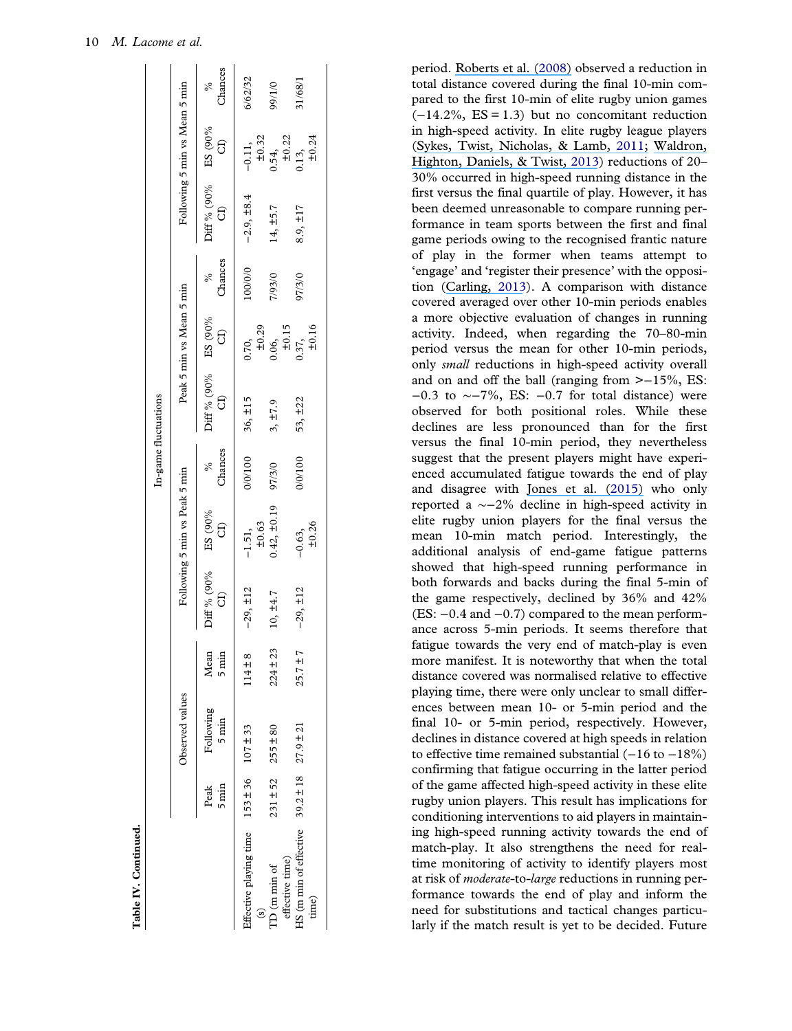**Table IV. Continued.**

| | Observed values | | | In-game fluctuations | | | | | | | | |
|---|---|---|---|---|---|---|---|---|---|---|---|---|
| | | | | Following 5 min vs Peak 5 min | | | Peak 5 min vs Mean 5 min | | | Following 5 min vs Mean 5 min | | |
| | Peak 5 min | Following 5 min | Mean 5 min | Diff % (90% CI) | ES (90% CI) | % Chances | Diff % (90% CI) | ES (90% CI) | % Chances | Diff % (90% CI) | ES (90% CI) | % Chances |
| Effective playing time (s) | 153 ± 36 | 107 ± 33 | 114 ± 8 | −29, ±12 | −1.51, ±0.63 | 0/0/100 | 36, ±15 | 0.70, ±0.29 | 100/0/0 | −2.9, ±8.4 | −0.11, ±0.32 | 6/62/32 |
| TD (m min of effective time) | 231 ± 52 | 255 ± 80 | 224 ± 23 | 10, ±4.7 | 0.42, ±0.19 | 97/3/0 | 3, ±7.9 | 0.06, ±0.15 | 7/93/0 | 14, ±5.7 | 0.54, ±0.22 | 99/1/0 |
| HS (m min of effective time) | 39.2 ± 18 | 27.9 ± 21 | 25.7 ± 7 | −29, ±12 | −0.63, ±0.26 | 0/0/100 | 53, ±22 | 0.37, ±0.16 | 97/3/0 | 8.9, ±17 | 0.13, ±0.24 | 31/68/1 |

period. Roberts et al. (2008) observed a reduction in total distance covered during the final 10-min compared to the first 10-min of elite rugby union games (−14.2%, ES = 1.3) but no concomitant reduction in high-speed activity. In elite rugby league players (Sykes, Twist, Nicholas, & Lamb, 2011; Waldron, Highton, Daniels, & Twist, 2013) reductions of 20–30% occurred in high-speed running distance in the first versus the final quartile of play. However, it has been deemed unreasonable to compare running performance in team sports between the first and final game periods owing to the recognised frantic nature of play in the former when teams attempt to 'engage' and 'register their presence' with the opposition (Carling, 2013). A comparison with distance covered averaged over other 10-min periods enables a more objective evaluation of changes in running activity. Indeed, when regarding the 70–80-min period versus the mean for other 10-min periods, only *small* reductions in high-speed activity overall and on and off the ball (ranging from >−15%, ES: −0.3 to ~−7%, ES: −0.7 for total distance) were observed for both positional roles. While these declines are less pronounced than for the first versus the final 10-min period, they nevertheless suggest that the present players might have experienced accumulated fatigue towards the end of play and disagree with Jones et al. (2015) who only reported a ~−2% decline in high-speed activity in elite rugby union players for the final versus the mean 10-min match period. Interestingly, the additional analysis of end-game fatigue patterns showed that high-speed running performance in both forwards and backs during the final 5-min of the game respectively, declined by 36% and 42% (ES: −0.4 and −0.7) compared to the mean performance across 5-min periods. It seems therefore that fatigue towards the very end of match-play is even more manifest. It is noteworthy that when the total distance covered was normalised relative to effective playing time, there were only unclear to small differences between mean 10- or 5-min period and the final 10- or 5-min period, respectively. However, declines in distance covered at high speeds in relation to effective time remained substantial (−16 to −18%) confirming that fatigue occurring in the latter period of the game affected high-speed activity in these elite rugby union players. This result has implications for conditioning interventions to aid players in maintaining high-speed running activity towards the end of match-play. It also strengthens the need for real-time monitoring of activity to identify players most at risk of *moderate*-to-*large* reductions in running performance towards the end of play and inform the need for substitutions and tactical changes particularly if the match result is yet to be decided. Future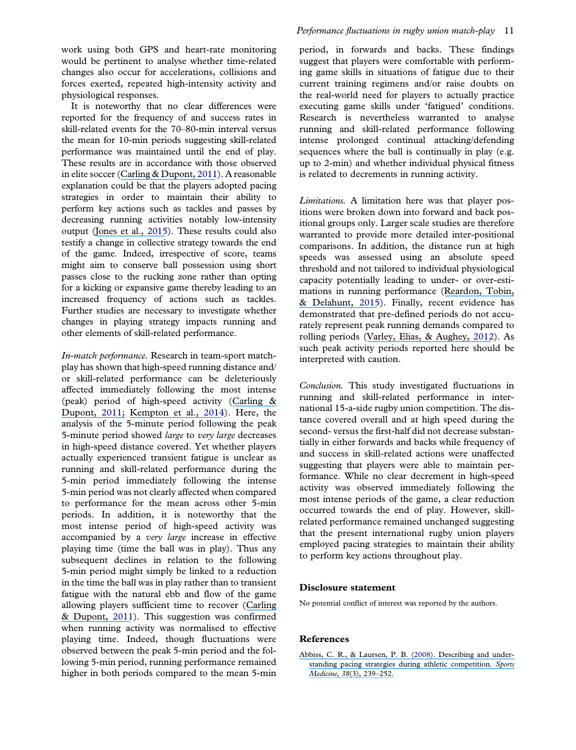work using both GPS and heart-rate monitoring would be pertinent to analyse whether time-related changes also occur for accelerations, collisions and forces exerted, repeated high-intensity activity and physiological responses.

It is noteworthy that no clear differences were reported for the frequency of and success rates in skill-related events for the 70–80-min interval versus the mean for 10-min periods suggesting skill-related performance was maintained until the end of play. These results are in accordance with those observed in elite soccer (Carling & Dupont, 2011). A reasonable explanation could be that the players adopted pacing strategies in order to maintain their ability to perform key actions such as tackles and passes by decreasing running activities notably low-intensity output (Jones et al., 2015). These results could also testify a change in collective strategy towards the end of the game. Indeed, irrespective of score, teams might aim to conserve ball possession using short passes close to the rucking zone rather than opting for a kicking or expansive game thereby leading to an increased frequency of actions such as tackles. Further studies are necessary to investigate whether changes in playing strategy impacts running and other elements of skill-related performance.

*In-match performance.* Research in team-sport match-play has shown that high-speed running distance and/or skill-related performance can be deleteriously affected immediately following the most intense (peak) period of high-speed activity (Carling & Dupont, 2011; Kempton et al., 2014). Here, the analysis of the 5-minute period following the peak 5-minute period showed *large* to *very large* decreases in high-speed distance covered. Yet whether players actually experienced transient fatigue is unclear as running and skill-related performance during the 5-min period immediately following the intense 5-min period was not clearly affected when compared to performance for the mean across other 5-min periods. In addition, it is noteworthy that the most intense period of high-speed activity was accompanied by a *very large* increase in effective playing time (time the ball was in play). Thus any subsequent declines in relation to the following 5-min period might simply be linked to a reduction in the time the ball was in play rather than to transient fatigue with the natural ebb and flow of the game allowing players sufficient time to recover (Carling & Dupont, 2011). This suggestion was confirmed when running activity was normalised to effective playing time. Indeed, though fluctuations were observed between the peak 5-min period and the following 5-min period, running performance remained higher in both periods compared to the mean 5-min period, in forwards and backs. These findings suggest that players were comfortable with performing game skills in situations of fatigue due to their current training regimens and/or raise doubts on the real-world need for players to actually practice executing game skills under 'fatigued' conditions. Research is nevertheless warranted to analyse running and skill-related performance following intense prolonged continual attacking/defending sequences where the ball is continually in play (e.g. up to 2-min) and whether individual physical fitness is related to decrements in running activity.

*Limitations.* A limitation here was that player positions were broken down into forward and back positional groups only. Larger scale studies are therefore warranted to provide more detailed inter-positional comparisons. In addition, the distance run at high speeds was assessed using an absolute speed threshold and not tailored to individual physiological capacity potentially leading to under- or over-estimations in running performance (Reardon, Tobin, & Delahunt, 2015). Finally, recent evidence has demonstrated that pre-defined periods do not accurately represent peak running demands compared to rolling periods (Varley, Elias, & Aughey, 2012). As such peak activity periods reported here should be interpreted with caution.

*Conclusion.* This study investigated fluctuations in running and skill-related performance in international 15-a-side rugby union competition. The distance covered overall and at high speed during the second- versus the first-half did not decrease substantially in either forwards and backs while frequency of and success in skill-related actions were unaffected suggesting that players were able to maintain performance. While no clear decrement in high-speed activity was observed immediately following the most intense periods of the game, a clear reduction occurred towards the end of play. However, skill-related performance remained unchanged suggesting that the present international rugby union players employed pacing strategies to maintain their ability to perform key actions throughout play.

## Disclosure statement

No potential conflict of interest was reported by the authors.

## References

Abbiss, C. R., & Laursen, P. B. (2008). Describing and understanding pacing strategies during athletic competition. *Sports Medicine*, *38*(3), 239–252.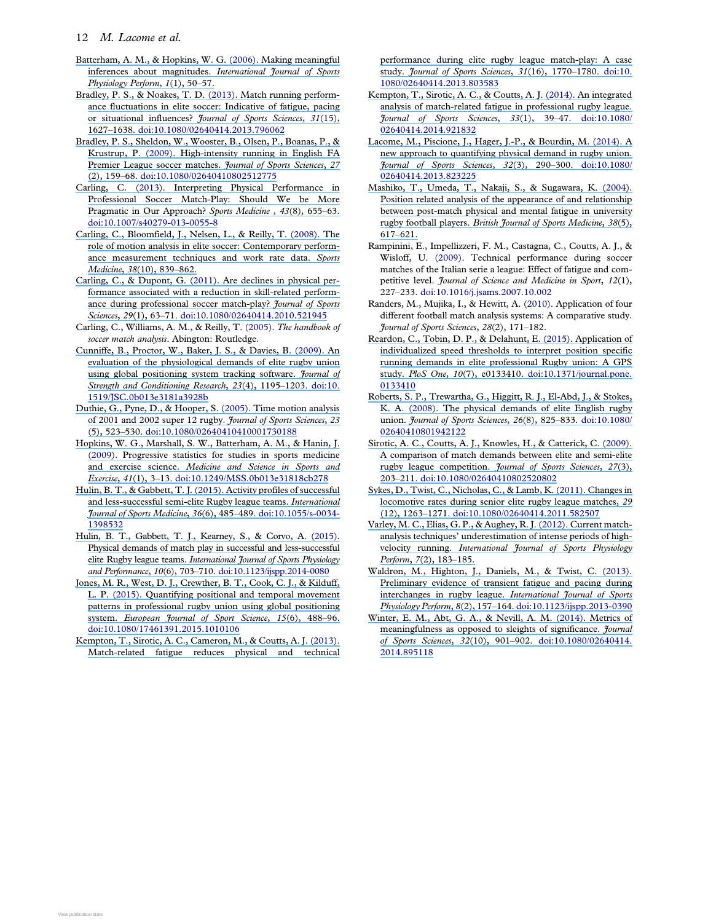Batterham, A. M., & Hopkins, W. G. (2006). Making meaningful inferences about magnitudes. *International Journal of Sports Physiology Perform*, *1*(1), 50–57.

Bradley, P. S., & Noakes, T. D. (2013). Match running performance fluctuations in elite soccer: Indicative of fatigue, pacing or situational influences? *Journal of Sports Sciences*, *31*(15), 1627–1638. doi:10.1080/02640414.2013.796062

Bradley, P. S., Sheldon, W., Wooster, B., Olsen, P., Boanas, P., & Krustrup, P. (2009). High-intensity running in English FA Premier League soccer matches. *Journal of Sports Sciences*, *27* (2), 159–68. doi:10.1080/02640410802512775

Carling, C. (2013). Interpreting Physical Performance in Professional Soccer Match-Play: Should We be More Pragmatic in Our Approach? *Sports Medicine* , *43*(8), 655–63. doi:10.1007/s40279-013-0055-8

Carling, C., Bloomfield, J., Nelsen, L., & Reilly, T. (2008). The role of motion analysis in elite soccer: Contemporary performance measurement techniques and work rate data. *Sports Medicine*, *38*(10), 839–862.

Carling, C., & Dupont, G. (2011). Are declines in physical performance associated with a reduction in skill-related performance during professional soccer match-play? *Journal of Sports Sciences*, *29*(1), 63–71. doi:10.1080/02640414.2010.521945

Carling, C., Williams, A. M., & Reilly, T. (2005). *The handbook of soccer match analysis*. Abington: Routledge.

Cunniffe, B., Proctor, W., Baker, J. S., & Davies, B. (2009). An evaluation of the physiological demands of elite rugby union using global positioning system tracking software. *Journal of Strength and Conditioning Research*, *23*(4), 1195–1203. doi:10.1519/JSC.0b013e3181a3928b

Duthie, G., Pyne, D., & Hooper, S. (2005). Time motion analysis of 2001 and 2002 super 12 rugby. *Journal of Sports Sciences*, *23* (5), 523–530. doi:10.1080/02640410410001730188

Hopkins, W. G., Marshall, S. W., Batterham, A. M., & Hanin, J. (2009). Progressive statistics for studies in sports medicine and exercise science. *Medicine and Science in Sports and Exercise*, *41*(1), 3–13. doi:10.1249/MSS.0b013e31818cb278

Hulin, B. T., & Gabbett, T. J. (2015). Activity profiles of successful and less-successful semi-elite Rugby league teams. *International Journal of Sports Medicine*, *36*(6), 485–489. doi:10.1055/s-0034-1398532

Hulin, B. T., Gabbett, T. J., Kearney, S., & Corvo, A. (2015). Physical demands of match play in successful and less-successful elite Rugby league teams. *International Journal of Sports Physiology and Performance*, *10*(6), 703–710. doi:10.1123/ijspp.2014-0080

Jones, M. R., West, D. J., Crewther, B. T., Cook, C. J., & Kilduff, L. P. (2015). Quantifying positional and temporal movement patterns in professional rugby union using global positioning system. *European Journal of Sport Science*, *15*(6), 488–96. doi:10.1080/17461391.2015.1010106

Kempton, T., Sirotic, A. C., Cameron, M., & Coutts, A. J. (2013). Match-related fatigue reduces physical and technical performance during elite rugby league match-play: A case study. *Journal of Sports Sciences*, *31*(16), 1770–1780. doi:10.1080/02640414.2013.803583

Kempton, T., Sirotic, A. C., & Coutts, A. J. (2014). An integrated analysis of match-related fatigue in professional rugby league. *Journal of Sports Sciences*, *33*(1), 39–47. doi:10.1080/02640414.2014.921832

Lacome, M., Piscione, J., Hager, J.-P., & Bourdin, M. (2014). A new approach to quantifying physical demand in rugby union. *Journal of Sports Sciences*, *32*(3), 290–300. doi:10.1080/02640414.2013.823225

Mashiko, T., Umeda, T., Nakaji, S., & Sugawara, K. (2004). Position related analysis of the appearance of and relationship between post-match physical and mental fatigue in university rugby football players. *British Journal of Sports Medicine*, *38*(5), 617–621.

Rampinini, E., Impellizzeri, F. M., Castagna, C., Coutts, A. J., & Wisloff, U. (2009). Technical performance during soccer matches of the Italian serie a league: Effect of fatigue and competitive level. *Journal of Science and Medicine in Sport*, *12*(1), 227–233. doi:10.1016/j.jsams.2007.10.002

Randers, M., Mujika, I., & Hewitt, A. (2010). Application of four different football match analysis systems: A comparative study. *Journal of Sports Sciences*, *28*(2), 171–182.

Reardon, C., Tobin, D. P., & Delahunt, E. (2015). Application of individualized speed thresholds to interpret position specific running demands in elite professional Rugby union: A GPS study. *PloS One*, *10*(7), e0133410. doi:10.1371/journal.pone.0133410

Roberts, S. P., Trewartha, G., Higgitt, R. J., El-Abd, J., & Stokes, K. A. (2008). The physical demands of elite English rugby union. *Journal of Sports Sciences*, *26*(8), 825–833. doi:10.1080/02640410801942122

Sirotic, A. C., Coutts, A. J., Knowles, H., & Catterick, C. (2009). A comparison of match demands between elite and semi-elite rugby league competition. *Journal of Sports Sciences*, *27*(3), 203–211. doi:10.1080/02640410802520802

Sykes, D., Twist, C., Nicholas, C., & Lamb, K. (2011). Changes in locomotive rates during senior elite rugby league matches, *29* (12), 1263–1271. doi:10.1080/02640414.2011.582507

Varley, M. C., Elias, G. P., & Aughey, R. J. (2012). Current match-analysis techniques' underestimation of intense periods of high-velocity running. *International Journal of Sports Physiology Perform*, *7*(2), 183–185.

Waldron, M., Highton, J., Daniels, M., & Twist, C. (2013). Preliminary evidence of transient fatigue and pacing during interchanges in rugby league. *International Journal of Sports Physiology Perform*, *8*(2), 157–164. doi:10.1123/ijspp.2013-0390

Winter, E. M., Abt, G. A., & Nevill, A. M. (2014). Metrics of meaningfulness as opposed to sleights of significance. *Journal of Sports Sciences*, *32*(10), 901–902. doi:10.1080/02640414.2014.895118